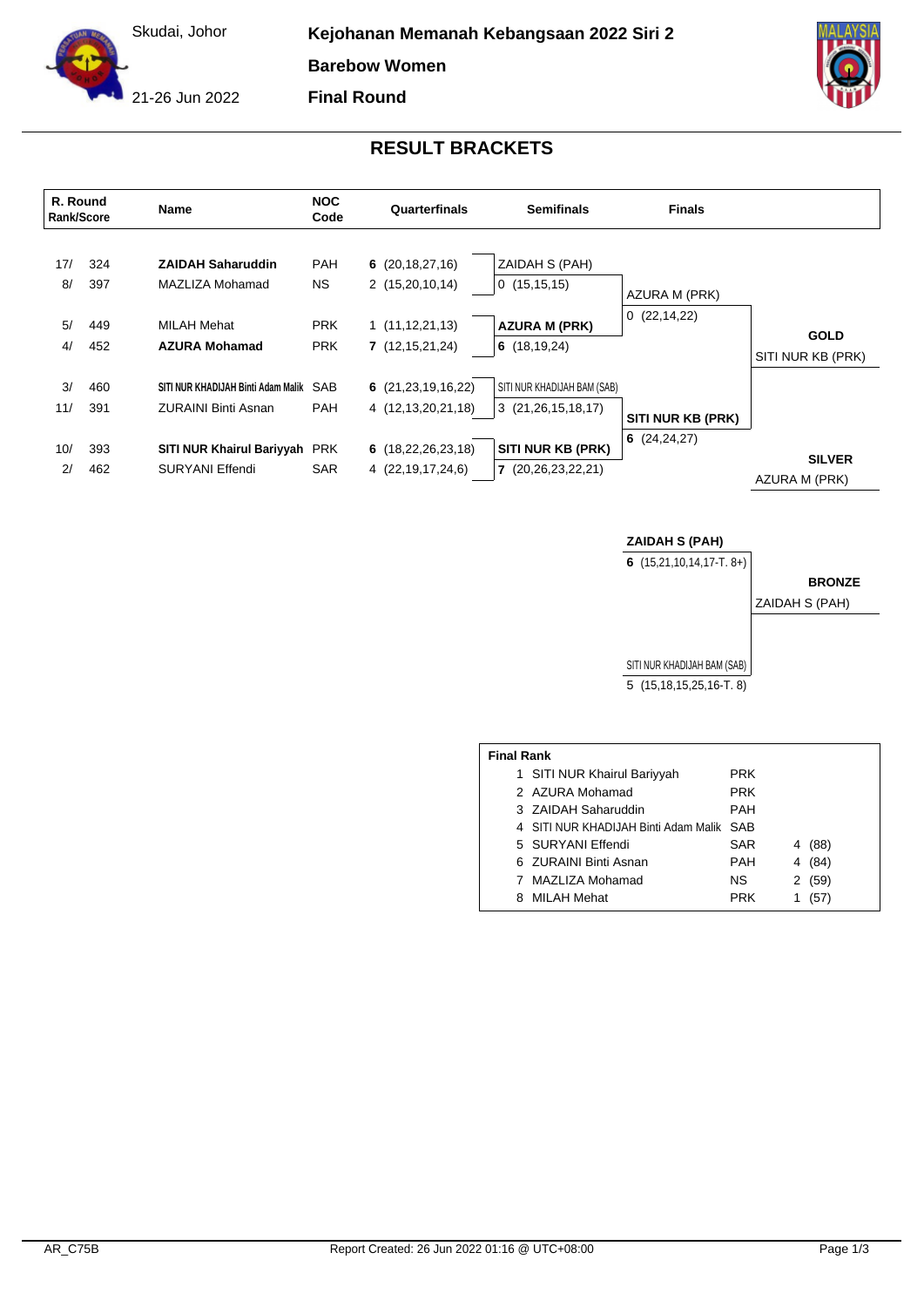Skudai, Johor

21-26 Jun 2022

**Kejohanan Memanah Kebangsaan 2022 Siri 2**

**Barebow Women**

**Final Round**

## RESULT BRACKETS

| R. Round Rank | Score | Name | NOC Code | Quarterfinals | Semifinals | Finals | |
|---|---|---|---|---|---|---|---|
| 17/ | 324 | **ZAIDAH Saharuddin** | PAH | **6** (20,18,27,16) | ZAIDAH S (PAH) | | |
| 8/ | 397 | MAZLIZA Mohamad | NS | 2 (15,20,10,14) | 0 (15,15,15) | AZURA M (PRK) | |
| | | | | | | 0 (22,14,22) | |
| 5/ | 449 | MILAH Mehat | PRK | 1 (11,12,21,13) | **AZURA M (PRK)** | | **GOLD** |
| 4/ | 452 | **AZURA Mohamad** | PRK | **7** (12,15,21,24) | **6** (18,19,24) | | SITI NUR KB (PRK) |
| 3/ | 460 | **SITI NUR KHADIJAH Binti Adam Malik** | SAB | **6** (21,23,19,16,22) | SITI NUR KHADIJAH BAM (SAB) | | |
| 11/ | 391 | ZURAINI Binti Asnan | PAH | 4 (12,13,20,21,18) | 3 (21,26,15,18,17) | **SITI NUR KB (PRK)** | |
| | | | | | | **6** (24,24,27) | |
| 10/ | 393 | **SITI NUR Khairul Bariyyah** | PRK | **6** (18,22,26,23,18) | **SITI NUR KB (PRK)** | | **SILVER** |
| 2/ | 462 | SURYANI Effendi | SAR | 4 (22,19,17,24,6) | **7** (20,26,23,22,21) | | AZURA M (PRK) |

### Bronze Match

| Bronze Match | | |
|---|---|---|
| **ZAIDAH S (PAH)** | **6** (15,21,10,14,17-T. 8+) | **BRONZE** |
| SITI NUR KHADIJAH BAM (SAB) | 5 (15,18,15,25,16-T. 8) | ZAIDAH S (PAH) |

### Final Rank

| Rank | Name | NOC | |
|---|---|---|---|
| 1 | SITI NUR Khairul Bariyyah | PRK | |
| 2 | AZURA Mohamad | PRK | |
| 3 | ZAIDAH Saharuddin | PAH | |
| 4 | SITI NUR KHADIJAH Binti Adam Malik | SAB | |
| 5 | SURYANI Effendi | SAR | 4 (88) |
| 6 | ZURAINI Binti Asnan | PAH | 4 (84) |
| 7 | MAZLIZA Mohamad | NS | 2 (59) |
| 8 | MILAH Mehat | PRK | 1 (57) |

AR_C75B

Report Created: 26 Jun 2022 01:16 @ UTC+08:00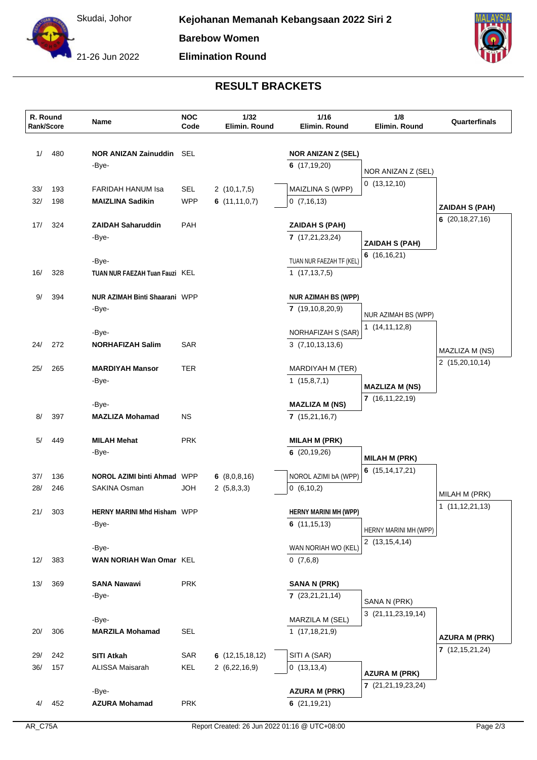Skudai, Johor

21-26 Jun 2022

**Kejohanan Memanah Kebangsaan 2022 Siri 2**

**Barebow Women**

**Elimination Round**

## RESULT BRACKETS

| R. Round Rank/Score | | Name | NOC Code | 1/32 Elimin. Round | 1/16 Elimin. Round | 1/8 Elimin. Round | Quarterfinals |
|---|---|---|---|---|---|---|---|
| 1/ | 480 | **NOR ANIZAN Zainuddin** | SEL | | **NOR ANIZAN Z (SEL)** | | |
| | | -Bye- | | | **6** (17,19,20) | NOR ANIZAN Z (SEL) | |
| 33/ | 193 | FARIDAH HANUM Isa | SEL | 2 (10,1,7,5) | MAIZLINA S (WPP) | 0 (13,12,10) | |
| 32/ | 198 | **MAIZLINA Sadikin** | WPP | **6** (11,11,0,7) | 0 (7,16,13) | | **ZAIDAH S (PAH)** |
| 17/ | 324 | **ZAIDAH Saharuddin** | PAH | | **ZAIDAH S (PAH)** | | **6** (20,18,27,16) |
| | | -Bye- | | | **7** (17,21,23,24) | **ZAIDAH S (PAH)** | |
| | | -Bye- | | | TUAN NUR FAEZAH TF (KEL) | **6** (16,16,21) | |
| 16/ | 328 | **TUAN NUR FAEZAH Tuan Fauzi** | KEL | | 1 (17,13,7,5) | | |
| 9/ | 394 | **NUR AZIMAH Binti Shaarani** | WPP | | **NUR AZIMAH BS (WPP)** | | |
| | | -Bye- | | | **7** (19,10,8,20,9) | NUR AZIMAH BS (WPP) | |
| | | -Bye- | | | NORHAFIZAH S (SAR) | 1 (14,11,12,8) | |
| 24/ | 272 | **NORHAFIZAH Salim** | SAR | | 3 (7,10,13,13,6) | | MAZLIZA M (NS) |
| 25/ | 265 | **MARDIYAH Mansor** | TER | | MARDIYAH M (TER) | | 2 (15,20,10,14) |
| | | -Bye- | | | 1 (15,8,7,1) | **MAZLIZA M (NS)** | |
| | | -Bye- | | | **MAZLIZA M (NS)** | **7** (16,11,22,19) | |
| 8/ | 397 | **MAZLIZA Mohamad** | NS | | **7** (15,21,16,7) | | |
| 5/ | 449 | **MILAH Mehat** | PRK | | **MILAH M (PRK)** | | |
| | | -Bye- | | | **6** (20,19,26) | **MILAH M (PRK)** | |
| 37/ | 136 | **NOROL AZIMI binti Ahmad** | WPP | **6** (8,0,8,16) | NOROL AZIMI bA (WPP) | **6** (15,14,17,21) | |
| 28/ | 246 | SAKINA Osman | JOH | 2 (5,8,3,3) | 0 (6,10,2) | | MILAH M (PRK) |
| 21/ | 303 | **HERNY MARINI Mhd Hisham** | WPP | | **HERNY MARINI MH (WPP)** | | 1 (11,12,21,13) |
| | | -Bye- | | | **6** (11,15,13) | HERNY MARINI MH (WPP) | |
| | | -Bye- | | | WAN NORIAH WO (KEL) | 2 (13,15,4,14) | |
| 12/ | 383 | **WAN NORIAH Wan Omar** | KEL | | 0 (7,6,8) | | |
| 13/ | 369 | **SANA Nawawi** | PRK | | **SANA N (PRK)** | | |
| | | -Bye- | | | **7** (23,21,21,14) | SANA N (PRK) | |
| | | -Bye- | | | MARZILA M (SEL) | 3 (21,11,23,19,14) | |
| 20/ | 306 | **MARZILA Mohamad** | SEL | | 1 (17,18,21,9) | | **AZURA M (PRK)** |
| 29/ | 242 | **SITI Atkah** | SAR | **6** (12,15,18,12) | SITI A (SAR) | | **7** (12,15,21,24) |
| 36/ | 157 | ALISSA Maisarah | KEL | 2 (6,22,16,9) | 0 (13,13,4) | **AZURA M (PRK)** | |
| | | -Bye- | | | **AZURA M (PRK)** | **7** (21,21,19,23,24) | |
| 4/ | 452 | **AZURA Mohamad** | PRK | | **6** (21,19,21) | | |

AR_C75A

Report Created: 26 Jun 2022 01:16 @ UTC+08:00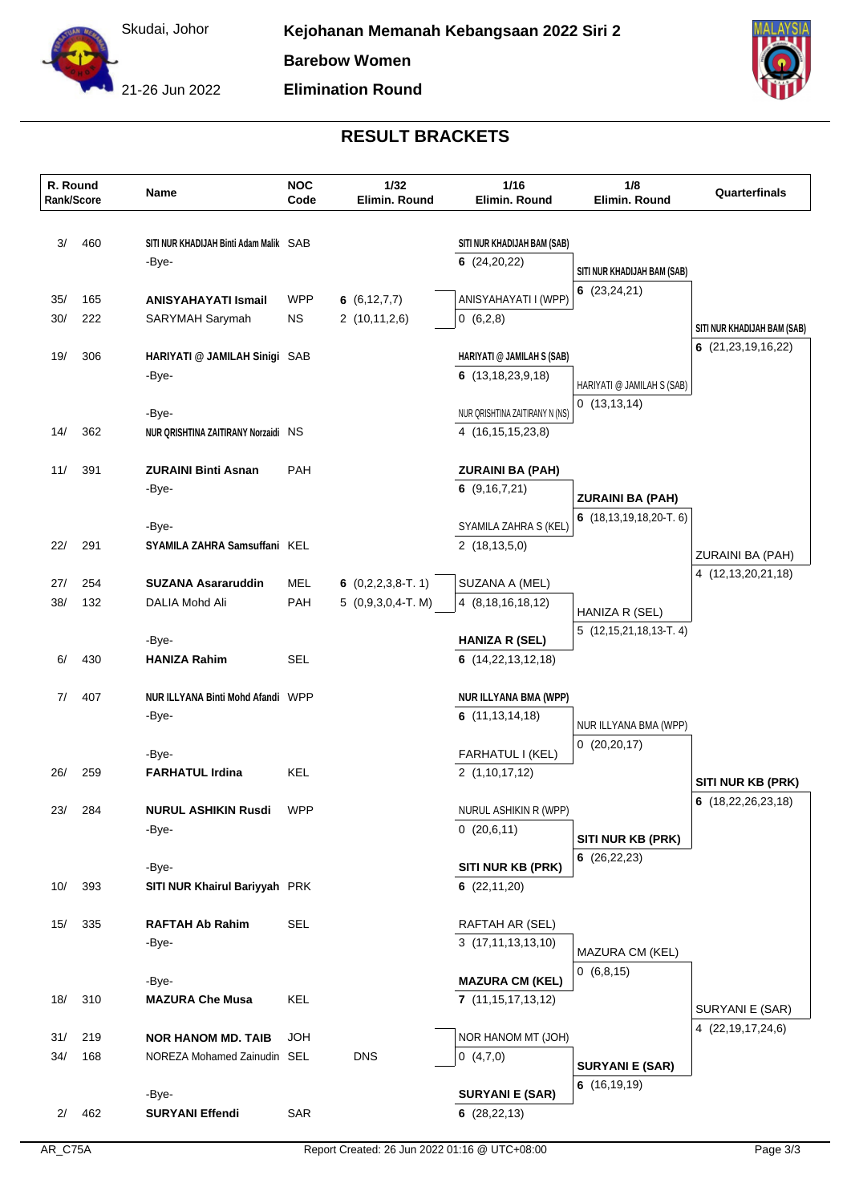Skudai, Johor

21-26 Jun 2022

**Kejohanan Memanah Kebangsaan 2022 Siri 2**

**Barebow Women**

**Elimination Round**

## RESULT BRACKETS

| R. Round Rank/Score | | Name | NOC Code | 1/32 Elimin. Round | 1/16 Elimin. Round | 1/8 Elimin. Round | Quarterfinals |
|---|---|---|---|---|---|---|---|
| 3/ | 460 | SITI NUR KHADIJAH Binti Adam Malik | SAB | | SITI NUR KHADIJAH BAM (SAB) | | |
| | | -Bye- | | | 6 (24,20,22) | SITI NUR KHADIJAH BAM (SAB) | |
| | | | | | | 6 (23,24,21) | |
| 35/ | 165 | ANISYAHAYATI Ismail | WPP | 6 (6,12,7,7) | ANISYAHAYATI I (WPP) | | |
| 30/ | 222 | SARYMAH Sarymah | NS | 2 (10,11,2,6) | 0 (6,2,8) | | SITI NUR KHADIJAH BAM (SAB) |
| | | | | | | | 6 (21,23,19,16,22) |
| 19/ | 306 | HARIYATI @ JAMILAH Sinigi | SAB | | HARIYATI @ JAMILAH S (SAB) | | |
| | | -Bye- | | | 6 (13,18,23,9,18) | HARIYATI @ JAMILAH S (SAB) | |
| | | | | | | 0 (13,13,14) | |
| | | -Bye- | | | NUR QRISHTINA ZAITIRANY N (NS) | | |
| 14/ | 362 | NUR QRISHTINA ZAITIRANY Norzaidi | NS | | 4 (16,15,15,23,8) | | |
| 11/ | 391 | ZURAINI Binti Asnan | PAH | | ZURAINI BA (PAH) | | |
| | | -Bye- | | | 6 (9,16,7,21) | ZURAINI BA (PAH) | |
| | | | | | | 6 (18,13,19,18,20-T. 6) | |
| | | -Bye- | | | SYAMILA ZAHRA S (KEL) | | |
| 22/ | 291 | SYAMILA ZAHRA Samsuffani | KEL | | 2 (18,13,5,0) | | ZURAINI BA (PAH) |
| | | | | | | | 4 (12,13,20,21,18) |
| 27/ | 254 | SUZANA Asararuddin | MEL | 6 (0,2,2,3,8-T. 1) | SUZANA A (MEL) | | |
| 38/ | 132 | DALIA Mohd Ali | PAH | 5 (0,9,3,0,4-T. M) | 4 (8,18,16,18,12) | HANIZA R (SEL) | |
| | | | | | | 5 (12,15,21,18,13-T. 4) | |
| | | -Bye- | | | HANIZA R (SEL) | | |
| 6/ | 430 | HANIZA Rahim | SEL | | 6 (14,22,13,12,18) | | |
| 7/ | 407 | NUR ILLYANA Binti Mohd Afandi | WPP | | NUR ILLYANA BMA (WPP) | | |
| | | -Bye- | | | 6 (11,13,14,18) | NUR ILLYANA BMA (WPP) | |
| | | | | | | 0 (20,20,17) | |
| | | -Bye- | | | FARHATUL I (KEL) | | |
| 26/ | 259 | FARHATUL Irdina | KEL | | 2 (1,10,17,12) | | SITI NUR KB (PRK) |
| | | | | | | | 6 (18,22,26,23,18) |
| 23/ | 284 | NURUL ASHIKIN Rusdi | WPP | | NURUL ASHIKIN R (WPP) | | |
| | | -Bye- | | | 0 (20,6,11) | SITI NUR KB (PRK) | |
| | | | | | | 6 (26,22,23) | |
| | | -Bye- | | | SITI NUR KB (PRK) | | |
| 10/ | 393 | SITI NUR Khairul Bariyyah | PRK | | 6 (22,11,20) | | |
| 15/ | 335 | RAFTAH Ab Rahim | SEL | | RAFTAH AR (SEL) | | |
| | | -Bye- | | | 3 (17,11,13,13,10) | MAZURA CM (KEL) | |
| | | | | | | 0 (6,8,15) | |
| | | -Bye- | | | MAZURA CM (KEL) | | |
| 18/ | 310 | MAZURA Che Musa | KEL | | 7 (11,15,17,13,12) | | SURYANI E (SAR) |
| | | | | | | | 4 (22,19,17,24,6) |
| 31/ | 219 | NOR HANOM MD. TAIB | JOH | | NOR HANOM MT (JOH) | | |
| 34/ | 168 | NOREZA Mohamed Zainudin | SEL | DNS | 0 (4,7,0) | SURYANI E (SAR) | |
| | | | | | | 6 (16,19,19) | |
| | | -Bye- | | | SURYANI E (SAR) | | |
| 2/ | 462 | SURYANI Effendi | SAR | | 6 (28,22,13) | | |

AR_C75A

Report Created: 26 Jun 2022 01:16 @ UTC+08:00